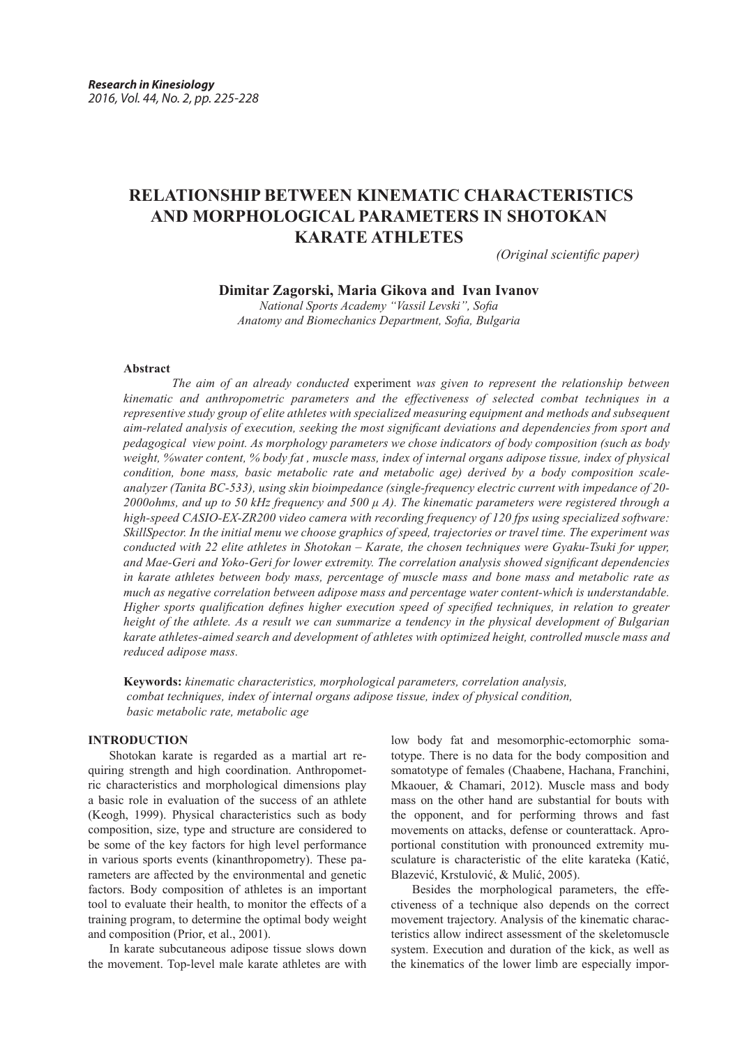# RELATIONSHIP BETWEEN KINEMATIC CHARACTERISTICS AND MORPHOLOGICAL PARAMETERS IN SHOTOKAN KARATE ATHLETES

*(Original scientific paper)*

**Dimitar Zagorski, Maria Gikova and Ivan Ivanov**

*National Sports Academy "Vassil Levski", Sofia*
*Anatomy and Biomechanics Department, Sofia, Bulgaria*

**Abstract**

*The aim of an already conducted* experiment *was given to represent the relationship between kinematic and anthropometric parameters and the effectiveness of selected combat techniques in a representive study group of elite athletes with specialized measuring equipment and methods and subsequent aim-related analysis of execution, seeking the most significant deviations and dependencies from sport and pedagogical view point. As morphology parameters we chose indicators of body composition (such as body weight, %water content, % body fat , muscle mass, index of internal organs adipose tissue, index of physical condition, bone mass, basic metabolic rate and metabolic age) derived by a body composition scale-analyzer (Tanita BC-533), using skin bioimpedance (single-frequency electric current with impedance of 20-2000ohms, and up to 50 kHz frequency and 500 μ A). The kinematic parameters were registered through a high-speed CASIO-EX-ZR200 video camera with recording frequency of 120 fps using specialized software: SkillSpector. In the initial menu we choose graphics of speed, trajectories or travel time. The experiment was conducted with 22 elite athletes in Shotokan – Karate, the chosen techniques were Gyaku-Tsuki for upper, and Mae-Geri and Yoko-Geri for lower extremity. The correlation analysis showed significant dependencies in karate athletes between body mass, percentage of muscle mass and bone mass and metabolic rate as much as negative correlation between adipose mass and percentage water content-which is understandable. Higher sports qualification defines higher execution speed of specified techniques, in relation to greater height of the athlete. As a result we can summarize a tendency in the physical development of Bulgarian karate athletes-aimed search and development of athletes with optimized height, controlled muscle mass and reduced adipose mass.*

**Keywords:** *kinematic characteristics, morphological parameters, correlation analysis, combat techniques, index of internal organs adipose tissue, index of physical condition, basic metabolic rate, metabolic age*

## INTRODUCTION

Shotokan karate is regarded as a martial art requiring strength and high coordination. Anthropometric characteristics and morphological dimensions play a basic role in evaluation of the success of an athlete (Keogh, 1999). Physical characteristics such as body composition, size, type and structure are considered to be some of the key factors for high level performance in various sports events (kinanthropometry). These parameters are affected by the environmental and genetic factors. Body composition of athletes is an important tool to evaluate their health, to monitor the effects of a training program, to determine the optimal body weight and composition (Prior, et al., 2001).

In karate subcutaneous adipose tissue slows down the movement. Top-level male karate athletes are with low body fat and mesomorphic-ectomorphic somatotype. There is no data for the body composition and somatotype of females (Chaabene, Hachana, Franchini, Mkaouer, & Chamari, 2012). Muscle mass and body mass on the other hand are substantial for bouts with the opponent, and for performing throws and fast movements on attacks, defense or counterattack. Aproportional constitution with pronounced extremity musculature is characteristic of the elite karateka (Katić, Blazević, Krstulović, & Mulić, 2005).

Besides the morphological parameters, the effectiveness of a technique also depends on the correct movement trajectory. Analysis of the kinematic characteristics allow indirect assessment of the skeletomuscle system. Execution and duration of the kick, as well as the kinematics of the lower limb are especially impor-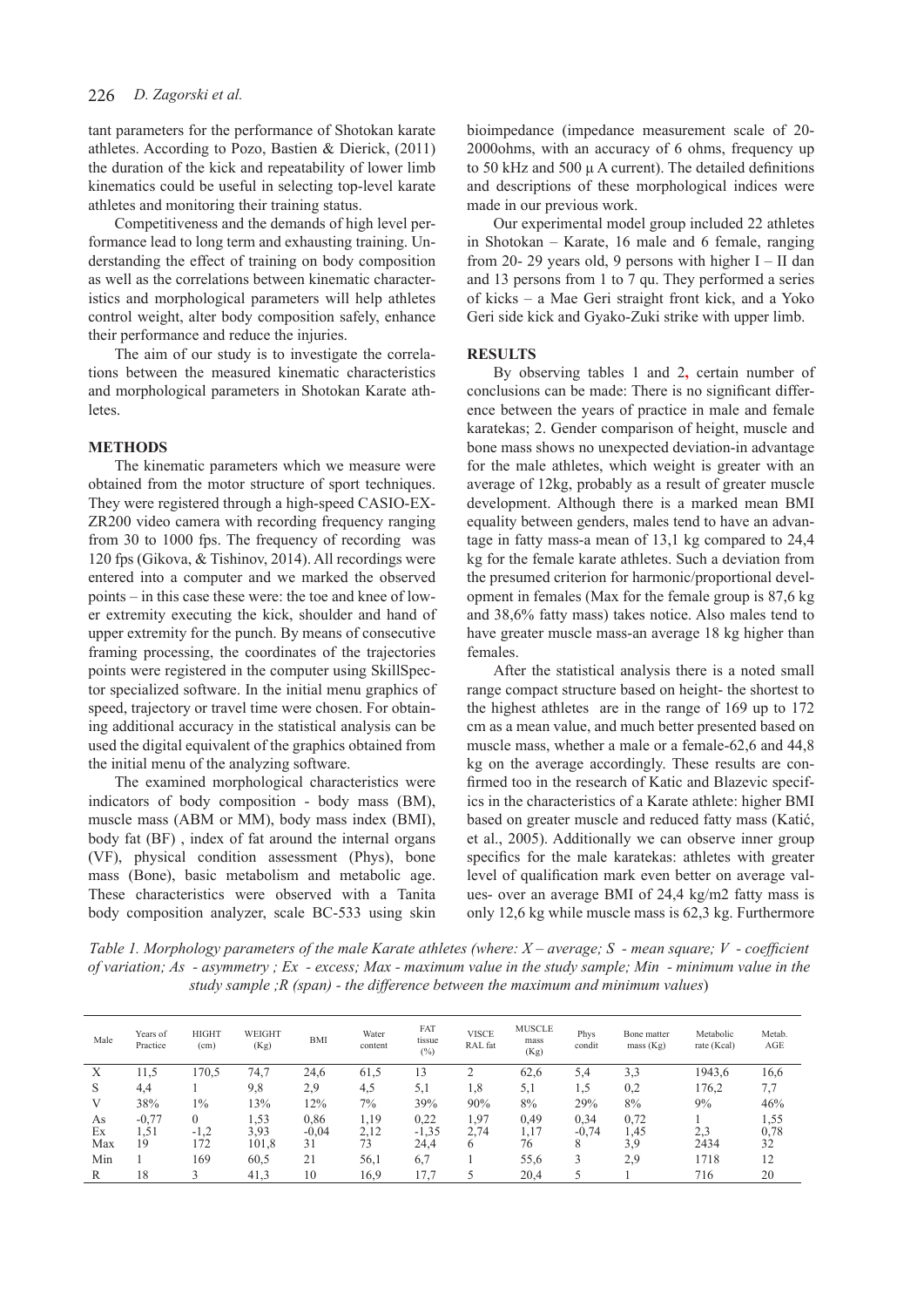tant parameters for the performance of Shotokan karate athletes. According to Pozo, Bastien & Dierick, (2011) the duration of the kick and repeatability of lower limb kinematics could be useful in selecting top-level karate athletes and monitoring their training status.

Competitiveness and the demands of high level performance lead to long term and exhausting training. Understanding the effect of training on body composition as well as the correlations between kinematic characteristics and morphological parameters will help athletes control weight, alter body composition safely, enhance their performance and reduce the injuries.

The aim of our study is to investigate the correlations between the measured kinematic characteristics and morphological parameters in Shotokan Karate athletes.

## METHODS

The kinematic parameters which we measure were obtained from the motor structure of sport techniques. They were registered through a high-speed CASIO-EX-ZR200 video camera with recording frequency ranging from 30 to 1000 fps. The frequency of recording was 120 fps (Gikova, & Tishinov, 2014). All recordings were entered into a computer and we marked the observed points – in this case these were: the toe and knee of lower extremity executing the kick, shoulder and hand of upper extremity for the punch. By means of consecutive framing processing, the coordinates of the trajectories points were registered in the computer using SkillSpector specialized software. In the initial menu graphics of speed, trajectory or travel time were chosen. For obtaining additional accuracy in the statistical analysis can be used the digital equivalent of the graphics obtained from the initial menu of the analyzing software.

The examined morphological characteristics were indicators of body composition - body mass (BM), muscle mass (ABM or MM), body mass index (BMI), body fat (BF) , index of fat around the internal organs (VF), physical condition assessment (Phys), bone mass (Bone), basic metabolism and metabolic age. These characteristics were observed with a Tanita body composition analyzer, scale BC-533 using skin bioimpedance (impedance measurement scale of 20-2000ohms, with an accuracy of 6 ohms, frequency up to 50 kHz and 500 µ A current). The detailed definitions and descriptions of these morphological indices were made in our previous work.

Our experimental model group included 22 athletes in Shotokan – Karate, 16 male and 6 female, ranging from 20- 29 years old, 9 persons with higher I – II dan and 13 persons from 1 to 7 qu. They performed a series of kicks – a Mae Geri straight front kick, and a Yoko Geri side kick and Gyako-Zuki strike with upper limb.

## RESULTS

By observing tables 1 and 2, certain number of conclusions can be made: There is no significant difference between the years of practice in male and female karatekas; 2. Gender comparison of height, muscle and bone mass shows no unexpected deviation-in advantage for the male athletes, which weight is greater with an average of 12kg, probably as a result of greater muscle development. Although there is a marked mean BMI equality between genders, males tend to have an advantage in fatty mass-a mean of 13,1 kg compared to 24,4 kg for the female karate athletes. Such a deviation from the presumed criterion for harmonic/proportional development in females (Max for the female group is 87,6 kg and 38,6% fatty mass) takes notice. Also males tend to have greater muscle mass-an average 18 kg higher than females.

After the statistical analysis there is a noted small range compact structure based on height- the shortest to the highest athletes are in the range of 169 up to 172 cm as a mean value, and much better presented based on muscle mass, whether a male or a female-62,6 and 44,8 kg on the average accordingly. These results are confirmed too in the research of Katic and Blazevic specifics in the characteristics of a Karate athlete: higher BMI based on greater muscle and reduced fatty mass (Katić, et al., 2005). Additionally we can observe inner group specifics for the male karatekas: athletes with greater level of qualification mark even better on average values- over an average BMI of 24,4 kg/m2 fatty mass is only 12,6 kg while muscle mass is 62,3 kg. Furthermore

*Table 1. Morphology parameters of the male Karate athletes (where: X – average; S - mean square; V - coefficient of variation; As - asymmetry ; Ex - excess; Max - maximum value in the study sample; Min - minimum value in the study sample ;R (span) - the difference between the maximum and minimum values*)

| Male | Years of Practice | HIGHT (cm) | WEIGHT (Kg) | BMI | Water content | FAT tissue (%) | VISCE RAL fat | MUSCLE mass (Kg) | Phys condit | Bone matter mass (Kg) | Metabolic rate (Kcal) | Metab. AGE |
|---|---|---|---|---|---|---|---|---|---|---|---|---|
| X | 11,5 | 170,5 | 74,7 | 24,6 | 61,5 | 13 | 2 | 62,6 | 5,4 | 3,3 | 1943,6 | 16,6 |
| S | 4,4 | 1 | 9,8 | 2,9 | 4,5 | 5,1 | 1,8 | 5,1 | 1,5 | 0,2 | 176,2 | 7,7 |
| V | 38% | 1% | 13% | 12% | 7% | 39% | 90% | 8% | 29% | 8% | 9% | 46% |
| As | -0,77 | 0 | 1,53 | 0,86 | 1,19 | 0,22 | 1,97 | 0,49 | 0,34 | 0,72 | 1 | 1,55 |
| Ex | 1,51 | -1,2 | 3,93 | -0,04 | 2,12 | -1,35 | 2,74 | 1,17 | -0,74 | 1,45 | 2,3 | 0,78 |
| Max | 19 | 172 | 101,8 | 31 | 73 | 24,4 | 6 | 76 | 8 | 3,9 | 2434 | 32 |
| Min | 1 | 169 | 60,5 | 21 | 56,1 | 6,7 | 1 | 55,6 | 3 | 2,9 | 1718 | 12 |
| R | 18 | 3 | 41,3 | 10 | 16,9 | 17,7 | 5 | 20,4 | 5 | 1 | 716 | 20 |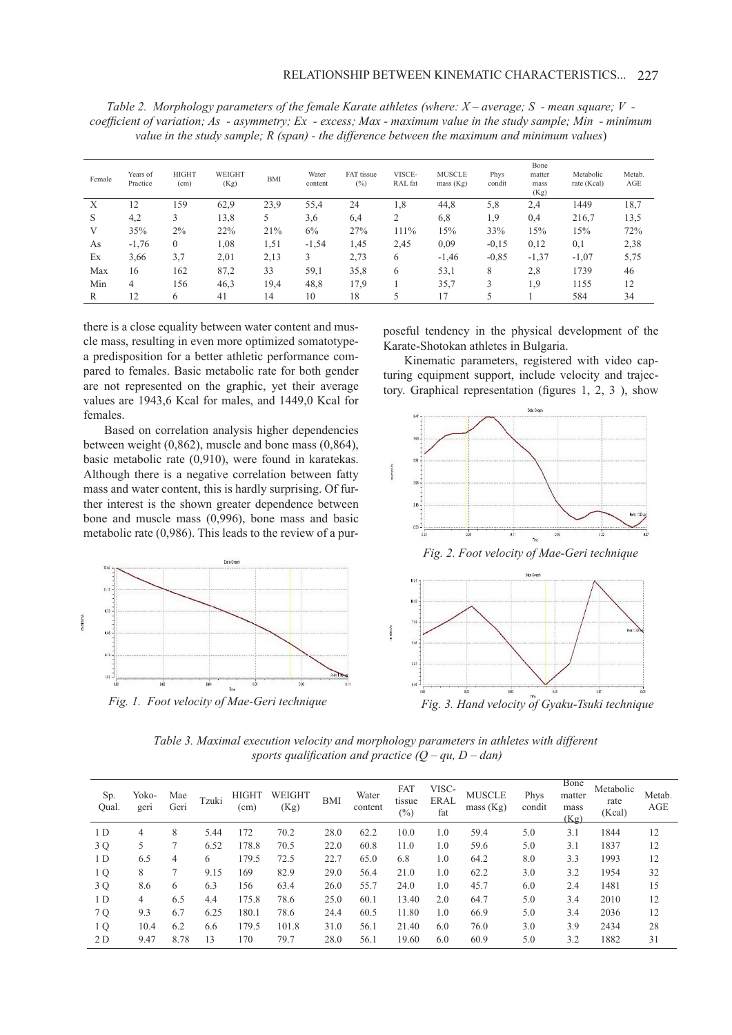*Table 2. Morphology parameters of the female Karate athletes (where: X – average; S - mean square; V - coefficient of variation; As - asymmetry; Ex - excess; Max - maximum value in the study sample; Min - minimum value in the study sample; R (span) - the difference between the maximum and minimum values*)

| Female | Years of Practice | HIGHT (cm) | WEIGHT (Kg) | BMI | Water content | FAT tissue (%) | VISCE-RAL fat | MUSCLE mass (Kg) | Phys condit | Bone matter mass (Kg) | Metabolic rate (Kcal) | Metab. AGE |
|---|---|---|---|---|---|---|---|---|---|---|---|---|
| X | 12 | 159 | 62,9 | 23,9 | 55,4 | 24 | 1,8 | 44,8 | 5,8 | 2,4 | 1449 | 18,7 |
| S | 4,2 | 3 | 13,8 | 5 | 3,6 | 6,4 | 2 | 6,8 | 1,9 | 0,4 | 216,7 | 13,5 |
| V | 35% | 2% | 22% | 21% | 6% | 27% | 111% | 15% | 33% | 15% | 15% | 72% |
| As | -1,76 | 0 | 1,08 | 1,51 | -1,54 | 1,45 | 2,45 | 0,09 | -0,15 | 0,12 | 0,1 | 2,38 |
| Ex | 3,66 | 3,7 | 2,01 | 2,13 | 3 | 2,73 | 6 | -1,46 | -0,85 | -1,37 | -1,07 | 5,75 |
| Max | 16 | 162 | 87,2 | 33 | 59,1 | 35,8 | 6 | 53,1 | 8 | 2,8 | 1739 | 46 |
| Min | 4 | 156 | 46,3 | 19,4 | 48,8 | 17,9 | 1 | 35,7 | 3 | 1,9 | 1155 | 12 |
| R | 12 | 6 | 41 | 14 | 10 | 18 | 5 | 17 | 5 | 1 | 584 | 34 |

there is a close equality between water content and muscle mass, resulting in even more optimized somatotype-a predisposition for a better athletic performance compared to females. Basic metabolic rate for both gender are not represented on the graphic, yet their average values are 1943,6 Kcal for males, and 1449,0 Kcal for females.

Based on correlation analysis higher dependencies between weight (0,862), muscle and bone mass (0,864), basic metabolic rate (0,910), were found in karatekas. Although there is a negative correlation between fatty mass and water content, this is hardly surprising. Of further interest is the shown greater dependence between bone and muscle mass (0,996), bone mass and basic metabolic rate (0,986). This leads to the review of a purposeful tendency in the physical development of the Karate-Shotokan athletes in Bulgaria.

Kinematic parameters, registered with video capturing equipment support, include velocity and trajectory. Graphical representation (figures 1, 2, 3 ), show

*Fig. 1. Foot velocity of Mae-Geri technique*

*Fig. 2. Foot velocity of Mae-Geri technique*

*Fig. 3. Hand velocity of Gyaku-Tsuki technique*

*Table 3. Maximal execution velocity and morphology parameters in athletes with different sports qualification and practice (Q – qu, D – dan)*

| Sp. Qual. | Yoko-geri | Mae Geri | Tzuki | HIGHT (cm) | WEIGHT (Kg) | BMI | Water content | FAT tissue (%) | VISC-ERAL fat | MUSCLE mass (Kg) | Phys condit | Bone matter mass (Kg) | Metabolic rate (Kcal) | Metab. AGE |
|---|---|---|---|---|---|---|---|---|---|---|---|---|---|---|
| 1 D | 4 | 8 | 5.44 | 172 | 70.2 | 28.0 | 62.2 | 10.0 | 1.0 | 59.4 | 5.0 | 3.1 | 1844 | 12 |
| 3 Q | 5 | 7 | 6.52 | 178.8 | 70.5 | 22.0 | 60.8 | 11.0 | 1.0 | 59.6 | 5.0 | 3.1 | 1837 | 12 |
| 1 D | 6.5 | 4 | 6 | 179.5 | 72.5 | 22.7 | 65.0 | 6.8 | 1.0 | 64.2 | 8.0 | 3.3 | 1993 | 12 |
| 1 Q | 8 | 7 | 9.15 | 169 | 82.9 | 29.0 | 56.4 | 21.0 | 1.0 | 62.2 | 3.0 | 3.2 | 1954 | 32 |
| 3 Q | 8.6 | 6 | 6.3 | 156 | 63.4 | 26.0 | 55.7 | 24.0 | 1.0 | 45.7 | 6.0 | 2.4 | 1481 | 15 |
| 1 D | 4 | 6.5 | 4.4 | 175.8 | 78.6 | 25.0 | 60.1 | 13.40 | 2.0 | 64.7 | 5.0 | 3.4 | 2010 | 12 |
| 7 Q | 9.3 | 6.7 | 6.25 | 180.1 | 78.6 | 24.4 | 60.5 | 11.80 | 1.0 | 66.9 | 5.0 | 3.4 | 2036 | 12 |
| 1 Q | 10.4 | 6.2 | 6.6 | 179.5 | 101.8 | 31.0 | 56.1 | 21.40 | 6.0 | 76.0 | 3.0 | 3.9 | 2434 | 28 |
| 2 D | 9.47 | 8.78 | 13 | 170 | 79.7 | 28.0 | 56.1 | 19.60 | 6.0 | 60.9 | 5.0 | 3.2 | 1882 | 31 |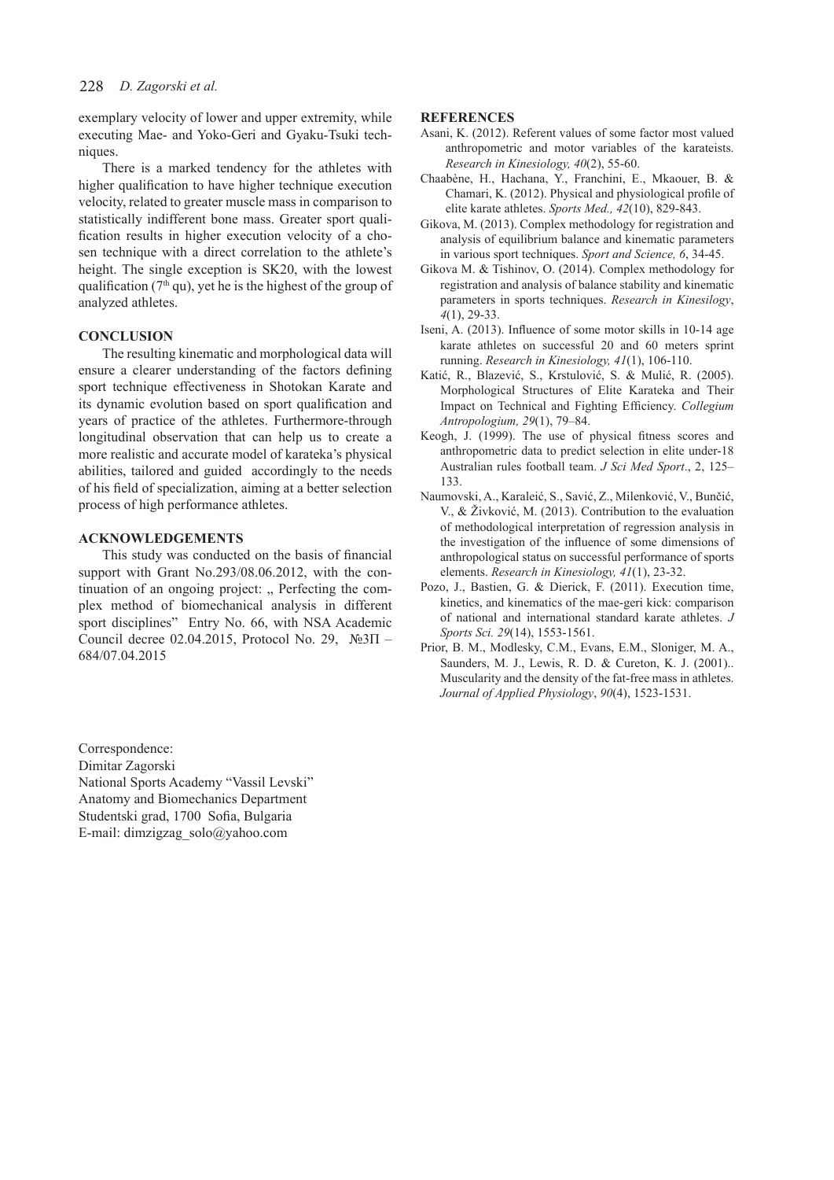exemplary velocity of lower and upper extremity, while executing Mae- and Yoko-Geri and Gyaku-Tsuki techniques.

There is a marked tendency for the athletes with higher qualification to have higher technique execution velocity, related to greater muscle mass in comparison to statistically indifferent bone mass. Greater sport qualification results in higher execution velocity of a chosen technique with a direct correlation to the athlete's height. The single exception is SK20, with the lowest qualification ($7^{th}$ qu), yet he is the highest of the group of analyzed athletes.

## CONCLUSION

The resulting kinematic and morphological data will ensure a clearer understanding of the factors defining sport technique effectiveness in Shotokan Karate and its dynamic evolution based on sport qualification and years of practice of the athletes. Furthermore-through longitudinal observation that can help us to create a more realistic and accurate model of karateka's physical abilities, tailored and guided accordingly to the needs of his field of specialization, aiming at a better selection process of high performance athletes.

## ACKNOWLEDGEMENTS

This study was conducted on the basis of financial support with Grant No.293/08.06.2012, with the continuation of an ongoing project: „ Perfecting the complex method of biomechanical analysis in different sport disciplines" Entry No. 66, with NSA Academic Council decree 02.04.2015, Protocol No. 29, №3П – 684/07.04.2015

Correspondence:
Dimitar Zagorski
National Sports Academy "Vassil Levski"
Anatomy and Biomechanics Department
Studentski grad, 1700 Sofia, Bulgaria
E-mail: dimzigzag_solo@yahoo.com

## REFERENCES

Asani, K. (2012). Referent values of some factor most valued anthropometric and motor variables of the karateists. *Research in Kinesiology, 40*(2), 55-60.

Chaabène, H., Hachana, Y., Franchini, E., Mkaouer, B. & Chamari, K. (2012). Physical and physiological profile of elite karate athletes. *Sports Med., 42*(10), 829-843.

Gikova, M. (2013). Complex methodology for registration and analysis of equilibrium balance and kinematic parameters in various sport techniques. *Sport and Science, 6*, 34-45.

Gikova M. & Tishinov, O. (2014). Complex methodology for registration and analysis of balance stability and kinematic parameters in sports techniques. *Research in Kinesilogy*, *4*(1), 29-33.

Iseni, A. (2013). Influence of some motor skills in 10-14 age karate athletes on successful 20 and 60 meters sprint running. *Research in Kinesiology, 41*(1), 106-110.

Katić, R., Blazević, S., Krstulović, S. & Mulić, R. (2005). Morphological Structures of Elite Karateka and Their Impact on Technical and Fighting Efficiency. *Collegium Antropologium, 29*(1), 79–84.

Keogh, J. (1999). The use of physical fitness scores and anthropometric data to predict selection in elite under-18 Australian rules football team. *J Sci Med Sport*., 2, 125–133.

Naumovski, A., Karaleić, S., Savić, Z., Milenković, V., Bunčić, V., & Živković, M. (2013). Contribution to the evaluation of methodological interpretation of regression analysis in the investigation of the influence of some dimensions of anthropological status on successful performance of sports elements. *Research in Kinesiology, 41*(1), 23-32.

Pozo, J., Bastien, G. & Dierick, F. (2011). Execution time, kinetics, and kinematics of the mae-geri kick: comparison of national and international standard karate athletes. *J Sports Sci. 29*(14), 1553-1561.

Prior, B. M., Modlesky, C.M., Evans, E.M., Sloniger, M. A., Saunders, M. J., Lewis, R. D. & Cureton, K. J. (2001).. Muscularity and the density of the fat-free mass in athletes. *Journal of Applied Physiology*, *90*(4), 1523-1531.